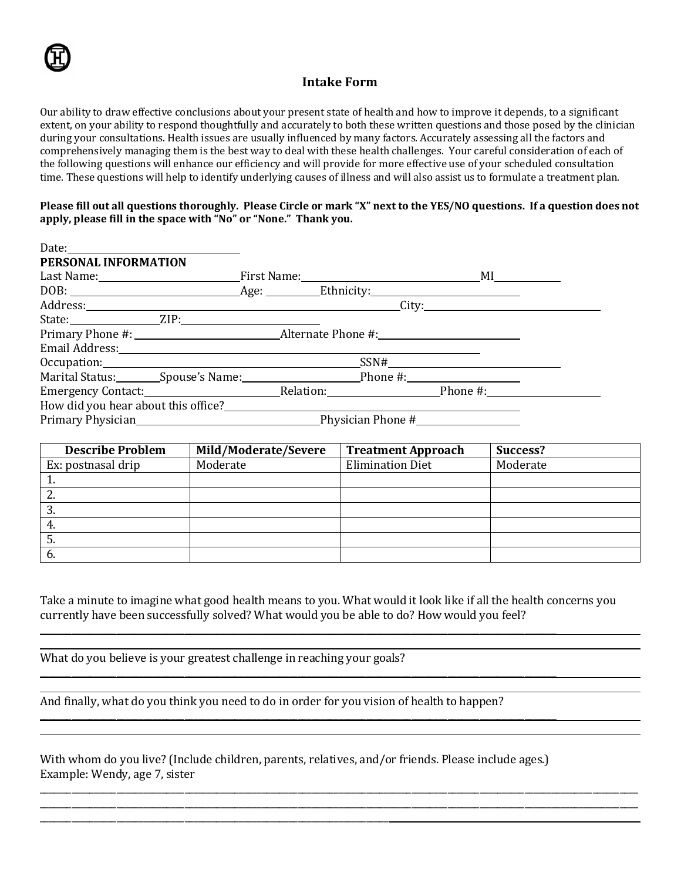# Intake Form

Our ability to draw effective conclusions about your present state of health and how to improve it depends, to a significant extent, on your ability to respond thoughtfully and accurately to both these written questions and those posed by the clinician during your consultations. Health issues are usually influenced by many factors. Accurately assessing all the factors and comprehensively managing them is the best way to deal with these health challenges. Your careful consideration of each of the following questions will enhance our efficiency and will provide for more effective use of your scheduled consultation time. These questions will help to identify underlying causes of illness and will also assist us to formulate a treatment plan.

**Please fill out all questions thoroughly. Please Circle or mark "X" next to the YES/NO questions. If a question does not apply, please fill in the space with "No" or "None." Thank you.**

Date: ____________________

**PERSONAL INFORMATION**

Last Name: ____________________ First Name: ____________________ MI ________

DOB: ____________________ Age: ________ Ethnicity: ____________________

Address: ________________________________________ City: ____________________

State: __________ ZIP: ____________________

Primary Phone #: ____________________ Alternate Phone #: ____________________

Email Address: ________________________________________

Occupation: ________________________________ SSN# ____________________

Marital Status: ________ Spouse's Name: ____________________ Phone #: ____________________

Emergency Contact: ________________ Relation: ________________ Phone #: ________________

How did you hear about this office? ________________________________

Primary Physician ____________________ Physician Phone # ____________________

| Describe Problem | Mild/Moderate/Severe | Treatment Approach | Success? |
|---|---|---|---|
| Ex: postnasal drip | Moderate | Elimination Diet | Moderate |
| 1. | | | |
| 2. | | | |
| 3. | | | |
| 4. | | | |
| 5. | | | |
| 6. | | | |

Take a minute to imagine what good health means to you. What would it look like if all the health concerns you currently have been successfully solved? What would you be able to do? How would you feel?

________________________________________________________________________________

________________________________________________________________________________

What do you believe is your greatest challenge in reaching your goals?

________________________________________________________________________________

________________________________________________________________________________

And finally, what do you think you need to do in order for you vision of health to happen?

________________________________________________________________________________

________________________________________________________________________________

With whom do you live? (Include children, parents, relatives, and/or friends. Please include ages.)
Example: Wendy, age 7, sister

________________________________________________________________________________

________________________________________________________________________________

________________________________________________________________________________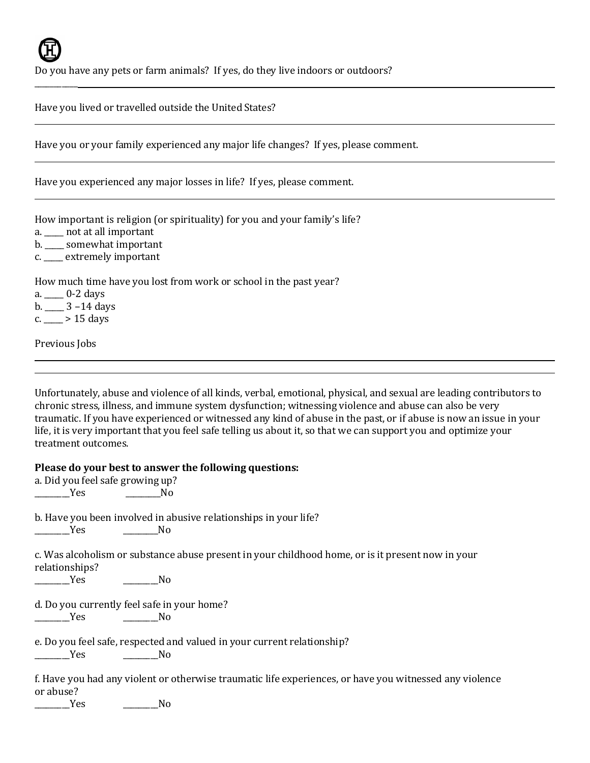Do you have any pets or farm animals? If yes, do they live indoors or outdoors?

___________

Have you lived or travelled outside the United States?

Have you or your family experienced any major life changes? If yes, please comment.

Have you experienced any major losses in life? If yes, please comment.

How important is religion (or spirituality) for you and your family's life?

a. _____ not at all important

b. _____ somewhat important

c. _____ extremely important

How much time have you lost from work or school in the past year?

a. _____ 0-2 days

b. _____ 3 –14 days

c. _____ > 15 days

Previous Jobs

Unfortunately, abuse and violence of all kinds, verbal, emotional, physical, and sexual are leading contributors to chronic stress, illness, and immune system dysfunction; witnessing violence and abuse can also be very traumatic. If you have experienced or witnessed any kind of abuse in the past, or if abuse is now an issue in your life, it is very important that you feel safe telling us about it, so that we can support you and optimize your treatment outcomes.

**Please do your best to answer the following questions:**

a. Did you feel safe growing up?

_________Yes _________No

b. Have you been involved in abusive relationships in your life?

_________Yes _________No

c. Was alcoholism or substance abuse present in your childhood home, or is it present now in your relationships?

_________Yes _________No

d. Do you currently feel safe in your home?

_________Yes _________No

e. Do you feel safe, respected and valued in your current relationship?

_________Yes _________No

f. Have you had any violent or otherwise traumatic life experiences, or have you witnessed any violence or abuse?

_________Yes _________No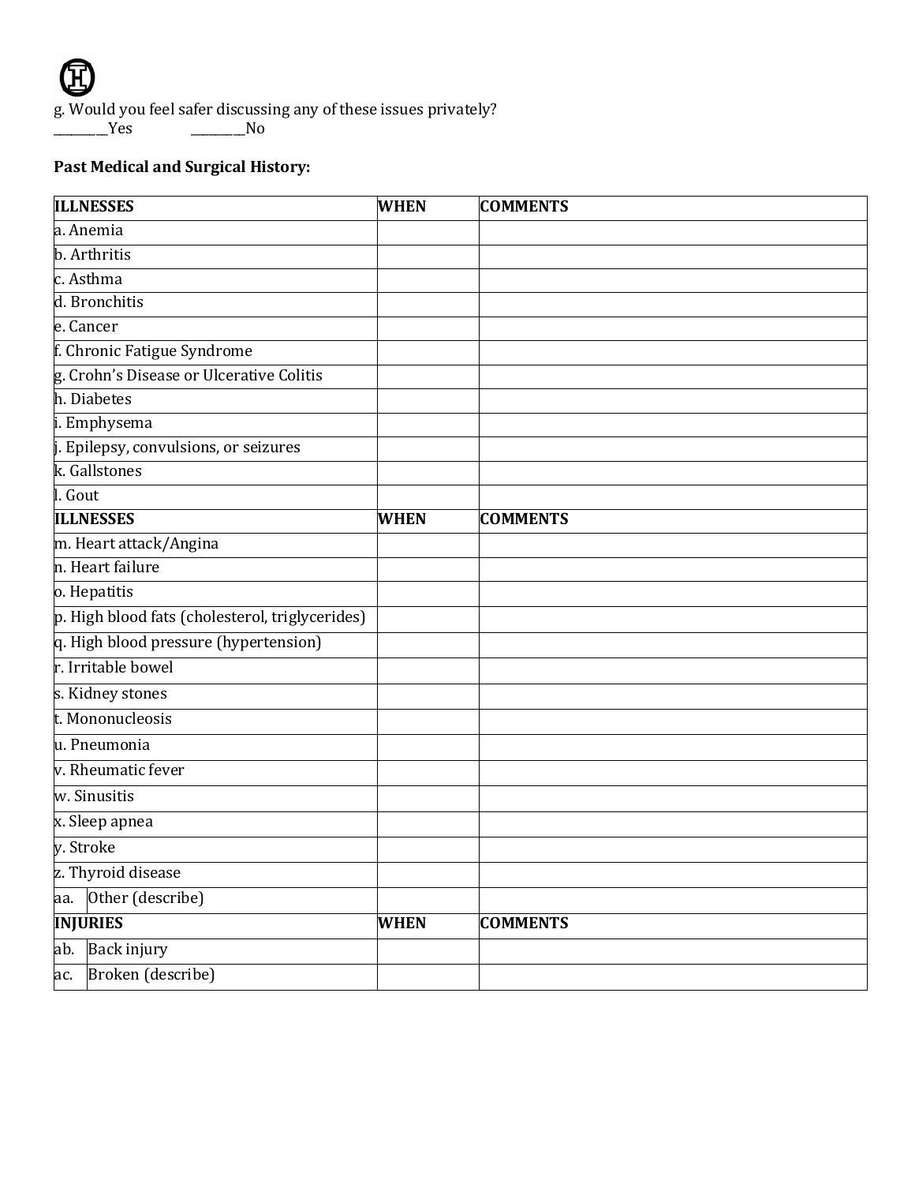g. Would you feel safer discussing any of these issues privately?
________Yes ________No

**Past Medical and Surgical History:**

| ILLNESSES | WHEN | COMMENTS |
|---|---|---|
| a. Anemia | | |
| b. Arthritis | | |
| c. Asthma | | |
| d. Bronchitis | | |
| e. Cancer | | |
| f. Chronic Fatigue Syndrome | | |
| g. Crohn's Disease or Ulcerative Colitis | | |
| h. Diabetes | | |
| i. Emphysema | | |
| j. Epilepsy, convulsions, or seizures | | |
| k. Gallstones | | |
| l. Gout | | |
| **ILLNESSES** | **WHEN** | **COMMENTS** |
| m. Heart attack/Angina | | |
| n. Heart failure | | |
| o. Hepatitis | | |
| p. High blood fats (cholesterol, triglycerides) | | |
| q. High blood pressure (hypertension) | | |
| r. Irritable bowel | | |
| s. Kidney stones | | |
| t. Mononucleosis | | |
| u. Pneumonia | | |
| v. Rheumatic fever | | |
| w. Sinusitis | | |
| x. Sleep apnea | | |
| y. Stroke | | |
| z. Thyroid disease | | |
| aa. Other (describe) | | |
| **INJURIES** | **WHEN** | **COMMENTS** |
| ab. Back injury | | |
| ac. Broken (describe) | | |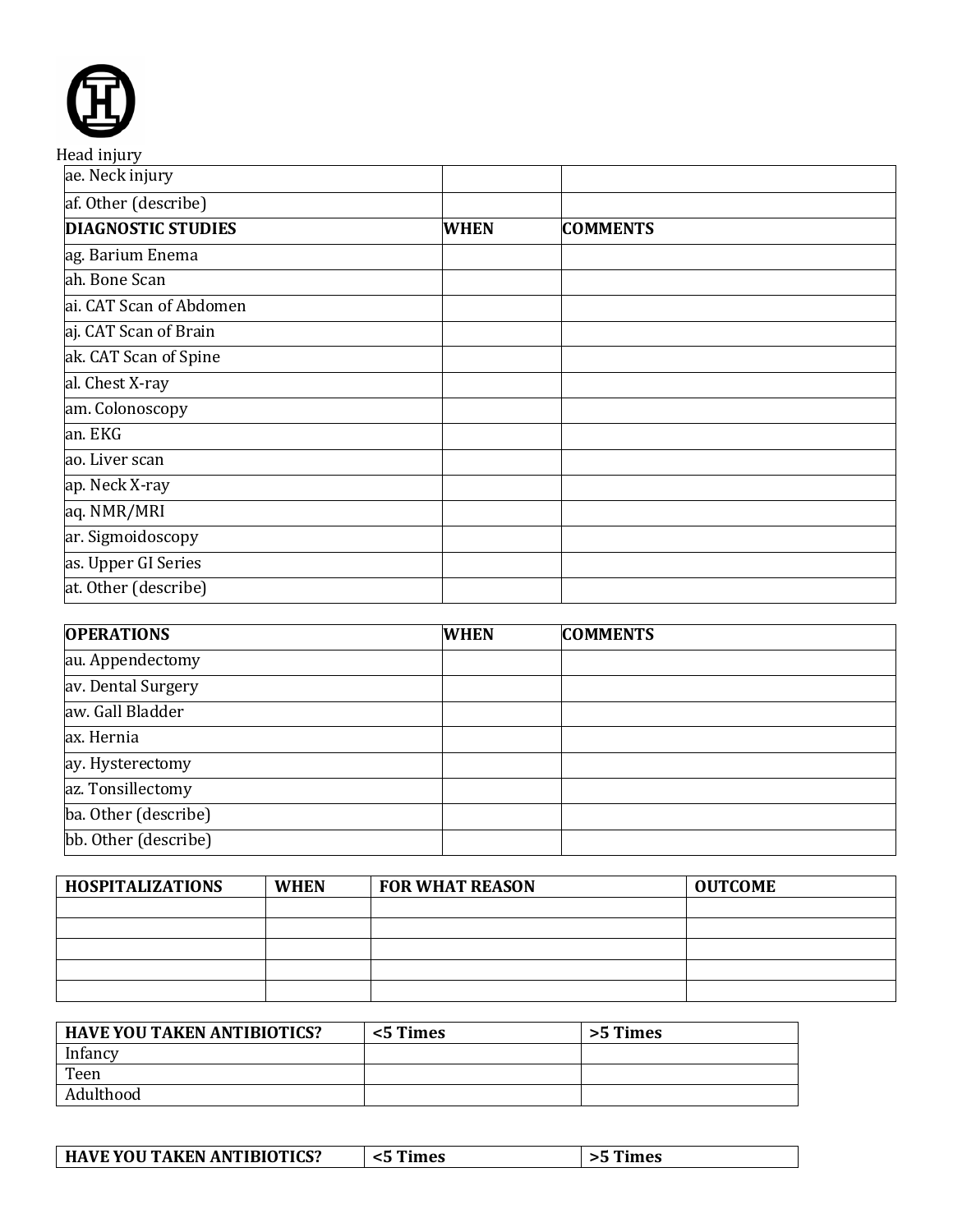Head injury

| ae. Neck injury | | |
|---|---|---|
| af. Other (describe) | | |
| **DIAGNOSTIC STUDIES** | **WHEN** | **COMMENTS** |
| ag. Barium Enema | | |
| ah. Bone Scan | | |
| ai. CAT Scan of Abdomen | | |
| aj. CAT Scan of Brain | | |
| ak. CAT Scan of Spine | | |
| al. Chest X-ray | | |
| am. Colonoscopy | | |
| an. EKG | | |
| ao. Liver scan | | |
| ap. Neck X-ray | | |
| aq. NMR/MRI | | |
| ar. Sigmoidoscopy | | |
| as. Upper GI Series | | |
| at. Other (describe) | | |

| **OPERATIONS** | **WHEN** | **COMMENTS** |
|---|---|---|
| au. Appendectomy | | |
| av. Dental Surgery | | |
| aw. Gall Bladder | | |
| ax. Hernia | | |
| ay. Hysterectomy | | |
| az. Tonsillectomy | | |
| ba. Other (describe) | | |
| bb. Other (describe) | | |

| **HOSPITALIZATIONS** | **WHEN** | **FOR WHAT REASON** | **OUTCOME** |
|---|---|---|---|
| | | | |
| | | | |
| | | | |
| | | | |
| | | | |

| **HAVE YOU TAKEN ANTIBIOTICS?** | **<5 Times** | **>5 Times** |
|---|---|---|
| Infancy | | |
| Teen | | |
| Adulthood | | |

| **HAVE YOU TAKEN ANTIBIOTICS?** | **<5 Times** | **>5 Times** |
|---|---|---|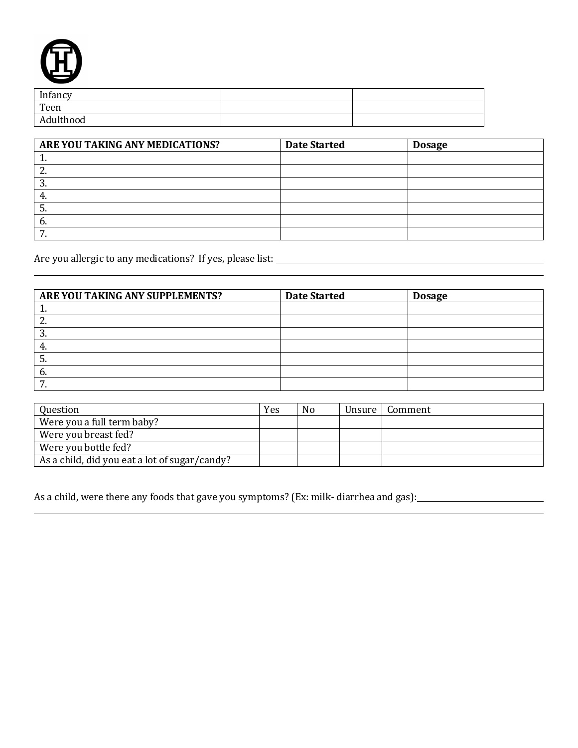| Infancy | | |
|---|---|---|
| Teen | | |
| Adulthood | | |

| ARE YOU TAKING ANY MEDICATIONS? | Date Started | Dosage |
|---|---|---|
| 1. | | |
| 2. | | |
| 3. | | |
| 4. | | |
| 5. | | |
| 6. | | |
| 7. | | |

Are you allergic to any medications? If yes, please list: ______________________________________________

______________________________________________________________________________

| ARE YOU TAKING ANY SUPPLEMENTS? | Date Started | Dosage |
|---|---|---|
| 1. | | |
| 2. | | |
| 3. | | |
| 4. | | |
| 5. | | |
| 6. | | |
| 7. | | |

| Question | Yes | No | Unsure | Comment |
|---|---|---|---|---|
| Were you a full term baby? | | | | |
| Were you breast fed? | | | | |
| Were you bottle fed? | | | | |
| As a child, did you eat a lot of sugar/candy? | | | | |

As a child, were there any foods that gave you symptoms? (Ex: milk- diarrhea and gas): ______________________

______________________________________________________________________________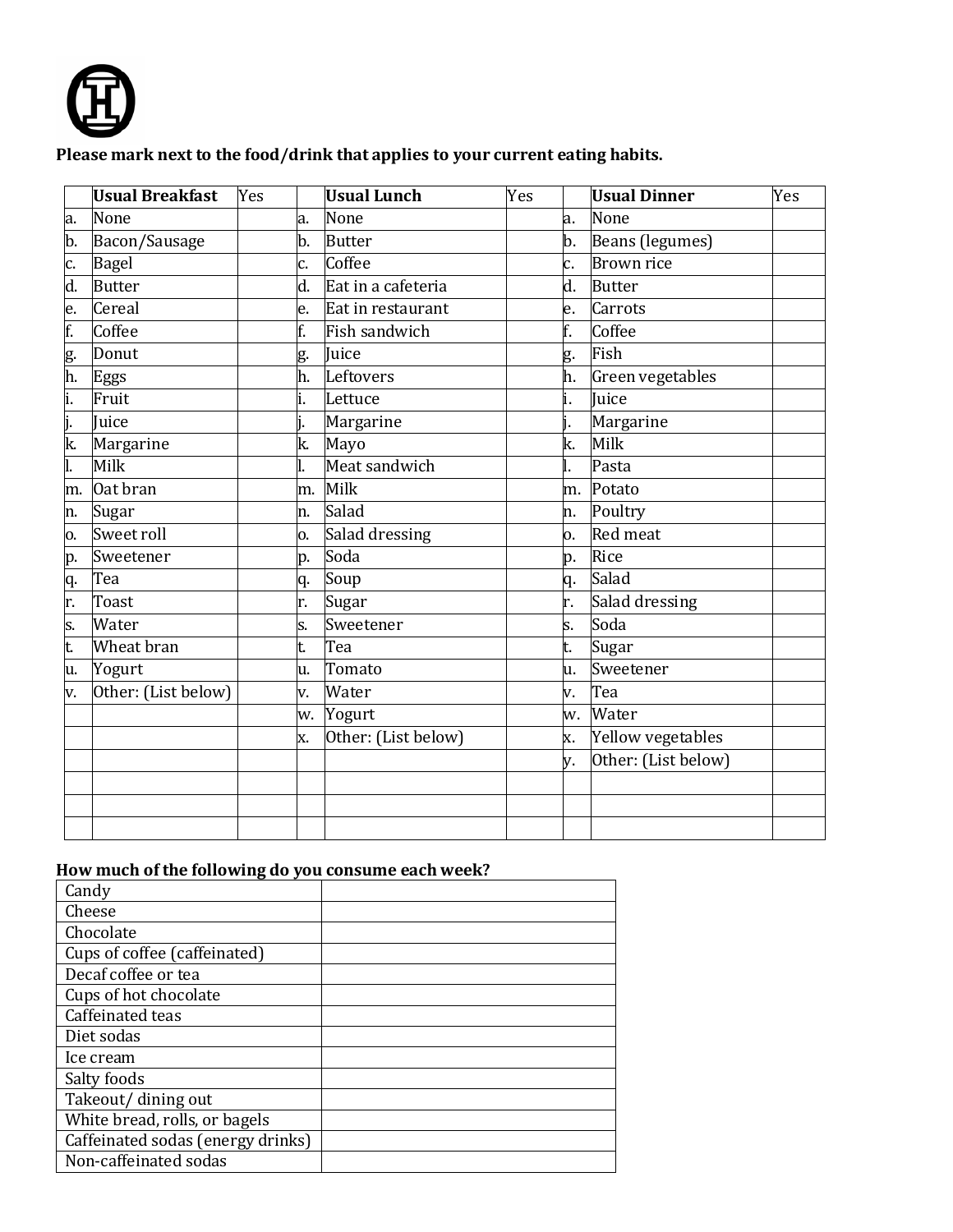**Please mark next to the food/drink that applies to your current eating habits.**

| | Usual Breakfast | Yes | | Usual Lunch | Yes | | Usual Dinner | Yes |
|---|---|---|---|---|---|---|---|---|
| a. | None | | a. | None | | a. | None | |
| b. | Bacon/Sausage | | b. | Butter | | b. | Beans (legumes) | |
| c. | Bagel | | c. | Coffee | | c. | Brown rice | |
| d. | Butter | | d. | Eat in a cafeteria | | d. | Butter | |
| e. | Cereal | | e. | Eat in restaurant | | e. | Carrots | |
| f. | Coffee | | f. | Fish sandwich | | f. | Coffee | |
| g. | Donut | | g. | Juice | | g. | Fish | |
| h. | Eggs | | h. | Leftovers | | h. | Green vegetables | |
| i. | Fruit | | i. | Lettuce | | i. | Juice | |
| j. | Juice | | j. | Margarine | | j. | Margarine | |
| k. | Margarine | | k. | Mayo | | k. | Milk | |
| l. | Milk | | l. | Meat sandwich | | l. | Pasta | |
| m. | Oat bran | | m. | Milk | | m. | Potato | |
| n. | Sugar | | n. | Salad | | n. | Poultry | |
| o. | Sweet roll | | o. | Salad dressing | | o. | Red meat | |
| p. | Sweetener | | p. | Soda | | p. | Rice | |
| q. | Tea | | q. | Soup | | q. | Salad | |
| r. | Toast | | r. | Sugar | | r. | Salad dressing | |
| s. | Water | | s. | Sweetener | | s. | Soda | |
| t. | Wheat bran | | t. | Tea | | t. | Sugar | |
| u. | Yogurt | | u. | Tomato | | u. | Sweetener | |
| v. | Other: (List below) | | v. | Water | | v. | Tea | |
| | | | w. | Yogurt | | w. | Water | |
| | | | x. | Other: (List below) | | x. | Yellow vegetables | |
| | | | | | | y. | Other: (List below) | |
| | | | | | | | | |
| | | | | | | | | |
| | | | | | | | | |

**How much of the following do you consume each week?**

| | |
|---|---|
| Candy | |
| Cheese | |
| Chocolate | |
| Cups of coffee (caffeinated) | |
| Decaf coffee or tea | |
| Cups of hot chocolate | |
| Caffeinated teas | |
| Diet sodas | |
| Ice cream | |
| Salty foods | |
| Takeout/ dining out | |
| White bread, rolls, or bagels | |
| Caffeinated sodas (energy drinks) | |
| Non-caffeinated sodas | |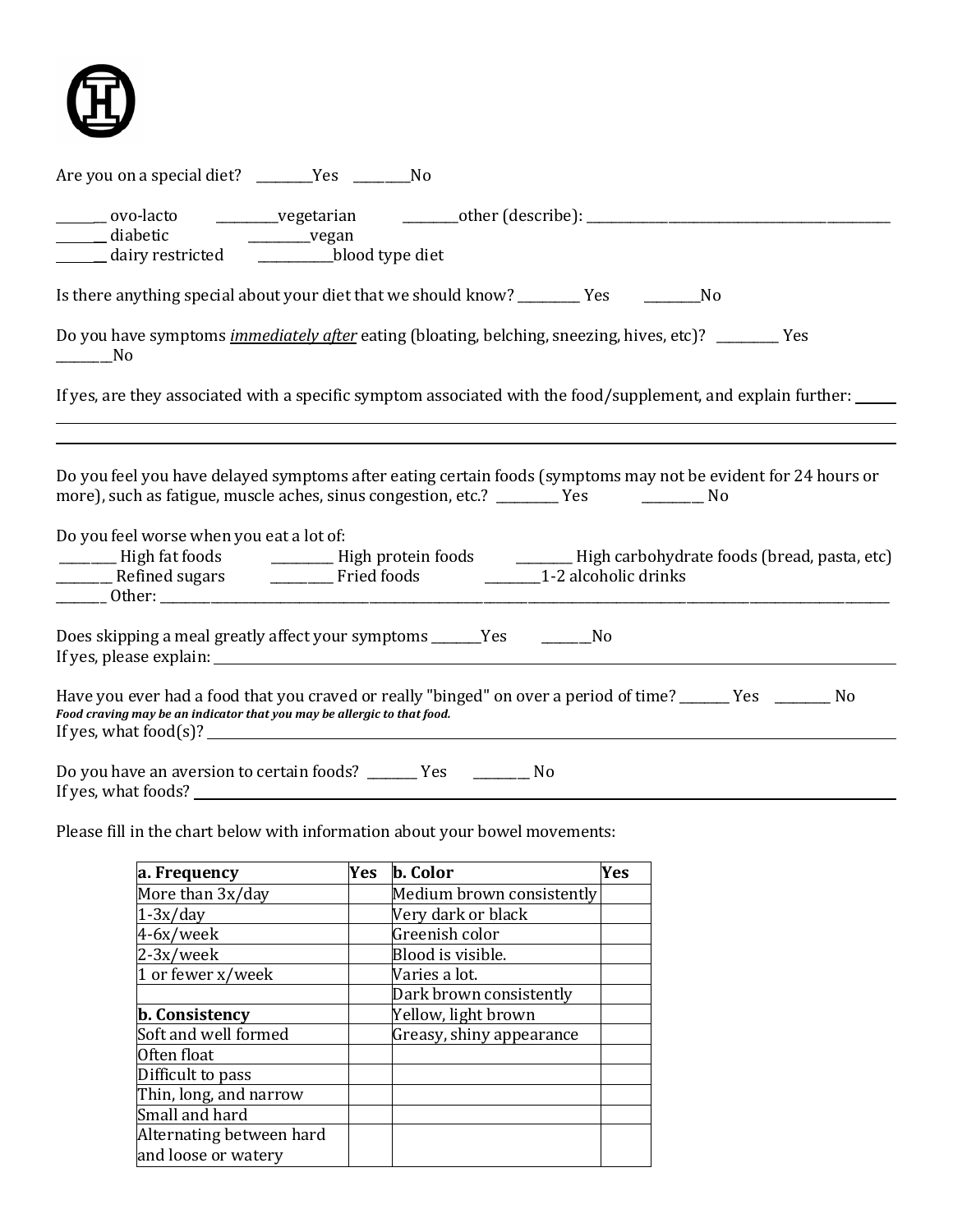Are you on a special diet? _________Yes _________No

_______ ovo-lacto __________vegetarian _________other (describe): _________________________________________________
_______ diabetic __________vegan
_______ dairy restricted ____________blood type diet

Is there anything special about your diet that we should know? __________ Yes _________No

Do you have symptoms *immediately after* eating (bloating, belching, sneezing, hives, etc)? __________ Yes _________No

If yes, are they associated with a specific symptom associated with the food/supplement, and explain further: ______

_______________________________________________________________________________________________

_______________________________________________________________________________________________

Do you feel you have delayed symptoms after eating certain foods (symptoms may not be evident for 24 hours or more), such as fatigue, muscle aches, sinus congestion, etc.? __________ Yes __________ No

Do you feel worse when you eat a lot of:
_________ High fat foods __________ High protein foods _________ High carbohydrate foods (bread, pasta, etc)
________ Refined sugars __________ Fried foods _________1-2 alcoholic drinks
________ Other: _______________________________________________________________________________________

Does skipping a meal greatly affect your symptoms ________Yes ________No
If yes, please explain: _______________________________________________________________________________

Have you ever had a food that you craved or really "binged" on over a period of time? ________ Yes _________ No
***Food craving may be an indicator that you may be allergic to that food.***
If yes, what food(s)? _________________________________________________________________________________

Do you have an aversion to certain foods? ________ Yes _________ No
If yes, what foods? ___________________________________________________________________________________

Please fill in the chart below with information about your bowel movements:

| **a. Frequency** | **Yes** | **b. Color** | **Yes** |
|---|---|---|---|
| More than 3x/day | | Medium brown consistently | |
| 1-3x/day | | Very dark or black | |
| 4-6x/week | | Greenish color | |
| 2-3x/week | | Blood is visible. | |
| 1 or fewer x/week | | Varies a lot. | |
| | | Dark brown consistently | |
| **b. Consistency** | | Yellow, light brown | |
| Soft and well formed | | Greasy, shiny appearance | |
| Often float | | | |
| Difficult to pass | | | |
| Thin, long, and narrow | | | |
| Small and hard | | | |
| Alternating between hard and loose or watery | | | |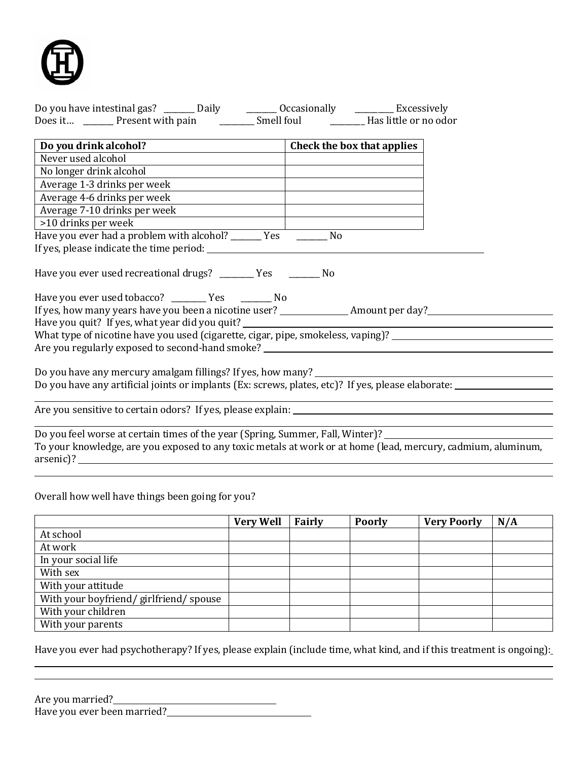Do you have intestinal gas? ________ Daily ________ Occasionally __________ Excessively
Does it… ________ Present with pain _________ Smell foul ________ Has little or no odor

| Do you drink alcohol? | Check the box that applies |
|---|---|
| Never used alcohol | |
| No longer drink alcohol | |
| Average 1-3 drinks per week | |
| Average 4-6 drinks per week | |
| Average 7-10 drinks per week | |
| >10 drinks per week | |

Have you ever had a problem with alcohol? ________ Yes ________ No
If yes, please indicate the time period: ________________________________________

Have you ever used recreational drugs? _________ Yes ________ No

Have you ever used tobacco? _________ Yes ________ No
If yes, how many years have you been a nicotine user? ________________ Amount per day? ________________
Have you quit? If yes, what year did you quit? ________________________________________
What type of nicotine have you used (cigarette, cigar, pipe, smokeless, vaping)? ________________
Are you regularly exposed to second-hand smoke? ________________________________________

Do you have any mercury amalgam fillings? If yes, how many? ________________________________
Do you have any artificial joints or implants (Ex: screws, plates, etc)? If yes, please elaborate: ________________

Are you sensitive to certain odors? If yes, please explain: ________________________________

Do you feel worse at certain times of the year (Spring, Summer, Fall, Winter)? ________________
To your knowledge, are you exposed to any toxic metals at work or at home (lead, mercury, cadmium, aluminum, arsenic)? ________________________________________

Overall how well have things been going for you?

| | Very Well | Fairly | Poorly | Very Poorly | N/A |
|---|---|---|---|---|---|
| At school | | | | | |
| At work | | | | | |
| In your social life | | | | | |
| With sex | | | | | |
| With your attitude | | | | | |
| With your boyfriend/ girlfriend/ spouse | | | | | |
| With your children | | | | | |
| With your parents | | | | | |

Have you ever had psychotherapy? If yes, please explain (include time, what kind, and if this treatment is ongoing): ________________________________________

Are you married? ________________________
Have you ever been married? ________________________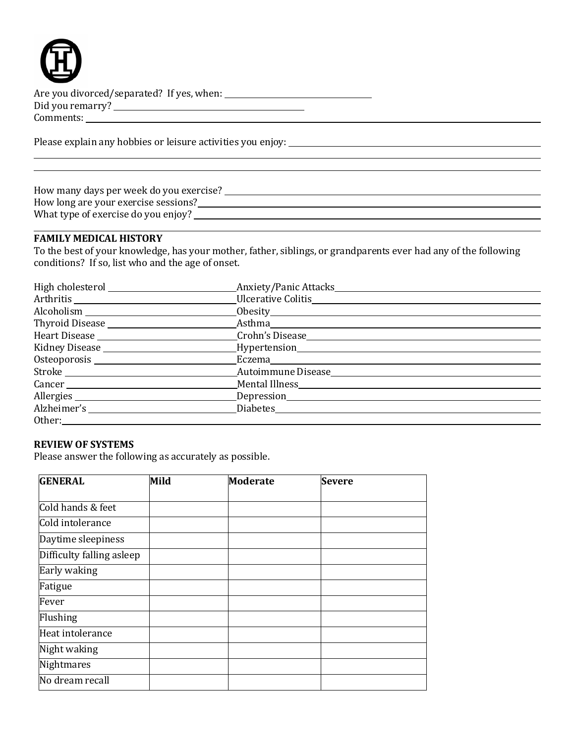Are you divorced/separated? If yes, when: ___________________________

Did you remarry? ___________________________

Comments: ___________________________

Please explain any hobbies or leisure activities you enjoy: ___________________________

How many days per week do you exercise? ___________________________

How long are your exercise sessions? ___________________________

What type of exercise do you enjoy? ___________________________

**FAMILY MEDICAL HISTORY**

To the best of your knowledge, has your mother, father, siblings, or grandparents ever had any of the following conditions? If so, list who and the age of onset.

High cholesterol ___________________________ Anxiety/Panic Attacks ___________________________

Arthritis ___________________________ Ulcerative Colitis ___________________________

Alcoholism ___________________________ Obesity ___________________________

Thyroid Disease ___________________________ Asthma ___________________________

Heart Disease ___________________________ Crohn's Disease ___________________________

Kidney Disease ___________________________ Hypertension ___________________________

Osteoporosis ___________________________ Eczema ___________________________

Stroke ___________________________ Autoimmune Disease ___________________________

Cancer ___________________________ Mental Illness ___________________________

Allergies ___________________________ Depression ___________________________

Alzheimer's ___________________________ Diabetes ___________________________

Other: ___________________________

**REVIEW OF SYSTEMS**

Please answer the following as accurately as possible.

| **GENERAL** | **Mild** | **Moderate** | **Severe** |
|---|---|---|---|
| Cold hands & feet | | | |
| Cold intolerance | | | |
| Daytime sleepiness | | | |
| Difficulty falling asleep | | | |
| Early waking | | | |
| Fatigue | | | |
| Fever | | | |
| Flushing | | | |
| Heat intolerance | | | |
| Night waking | | | |
| Nightmares | | | |
| No dream recall | | | |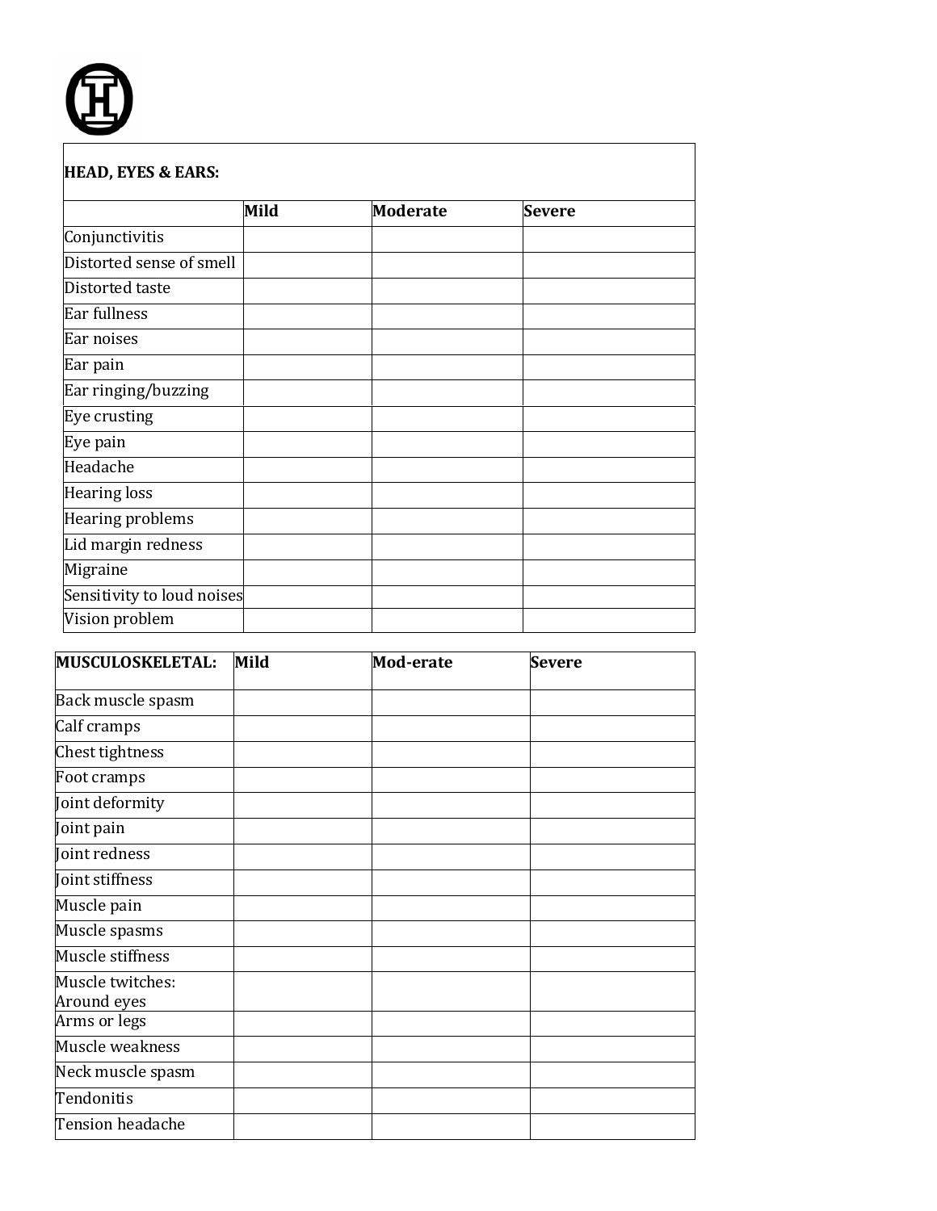| HEAD, EYES & EARS: | | | |
| --- | --- | --- | --- |
| | **Mild** | **Moderate** | **Severe** |
| Conjunctivitis | | | |
| Distorted sense of smell | | | |
| Distorted taste | | | |
| Ear fullness | | | |
| Ear noises | | | |
| Ear pain | | | |
| Ear ringing/buzzing | | | |
| Eye crusting | | | |
| Eye pain | | | |
| Headache | | | |
| Hearing loss | | | |
| Hearing problems | | | |
| Lid margin redness | | | |
| Migraine | | | |
| Sensitivity to loud noises | | | |
| Vision problem | | | |

| MUSCULOSKELETAL: | Mild | Mod-erate | Severe |
| --- | --- | --- | --- |
| Back muscle spasm | | | |
| Calf cramps | | | |
| Chest tightness | | | |
| Foot cramps | | | |
| Joint deformity | | | |
| Joint pain | | | |
| Joint redness | | | |
| Joint stiffness | | | |
| Muscle pain | | | |
| Muscle spasms | | | |
| Muscle stiffness | | | |
| Muscle twitches: Around eyes | | | |
| Arms or legs | | | |
| Muscle weakness | | | |
| Neck muscle spasm | | | |
| Tendonitis | | | |
| Tension headache | | | |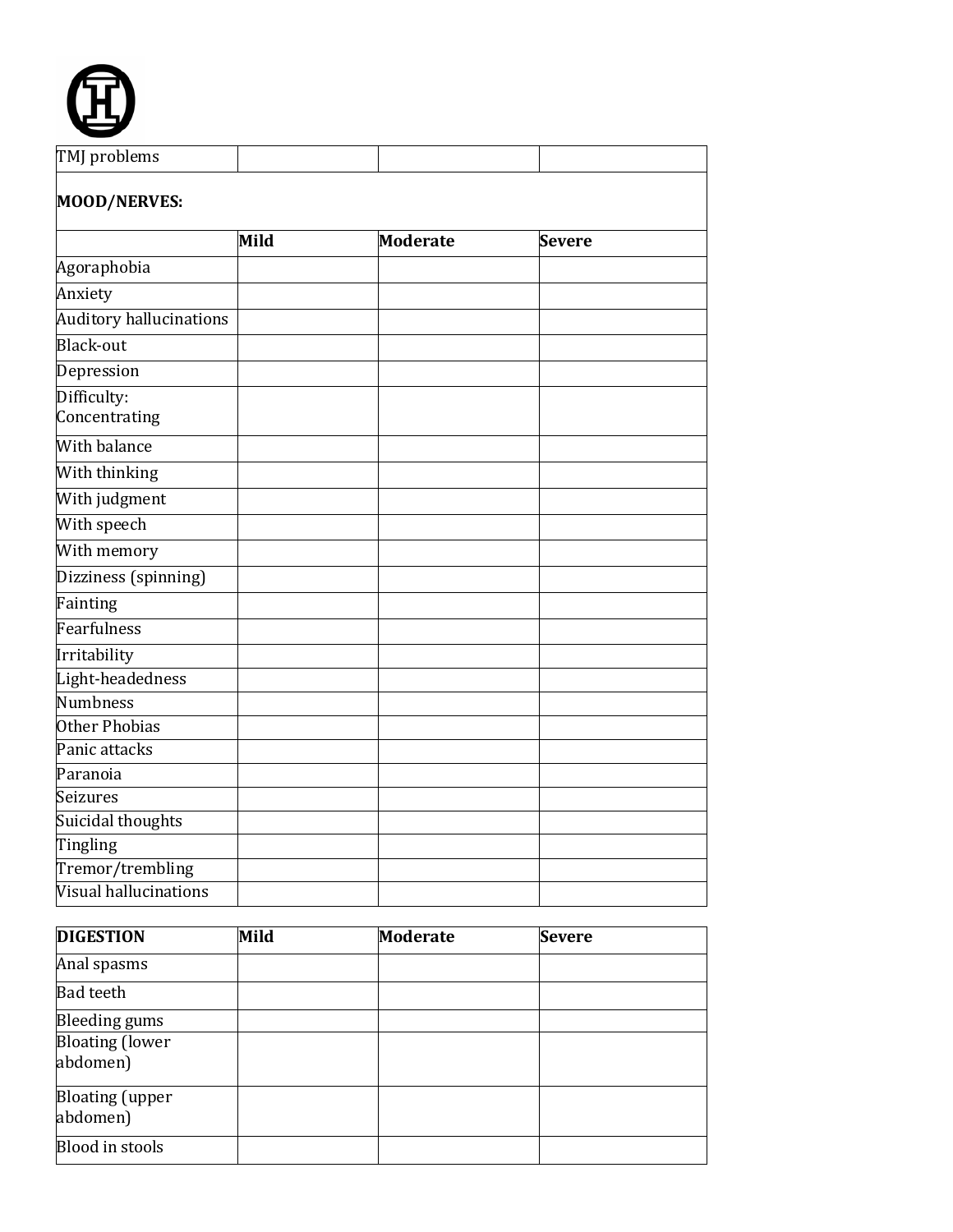| TMJ problems | | | |
|---|---|---|---|

**MOOD/NERVES:**

| | Mild | Moderate | Severe |
|---|---|---|---|
| Agoraphobia | | | |
| Anxiety | | | |
| Auditory hallucinations | | | |
| Black-out | | | |
| Depression | | | |
| Difficulty: Concentrating | | | |
| With balance | | | |
| With thinking | | | |
| With judgment | | | |
| With speech | | | |
| With memory | | | |
| Dizziness (spinning) | | | |
| Fainting | | | |
| Fearfulness | | | |
| Irritability | | | |
| Light-headedness | | | |
| Numbness | | | |
| Other Phobias | | | |
| Panic attacks | | | |
| Paranoia | | | |
| Seizures | | | |
| Suicidal thoughts | | | |
| Tingling | | | |
| Tremor/trembling | | | |
| Visual hallucinations | | | |

| DIGESTION | Mild | Moderate | Severe |
|---|---|---|---|
| Anal spasms | | | |
| Bad teeth | | | |
| Bleeding gums | | | |
| Bloating (lower abdomen) | | | |
| Bloating (upper abdomen) | | | |
| Blood in stools | | | |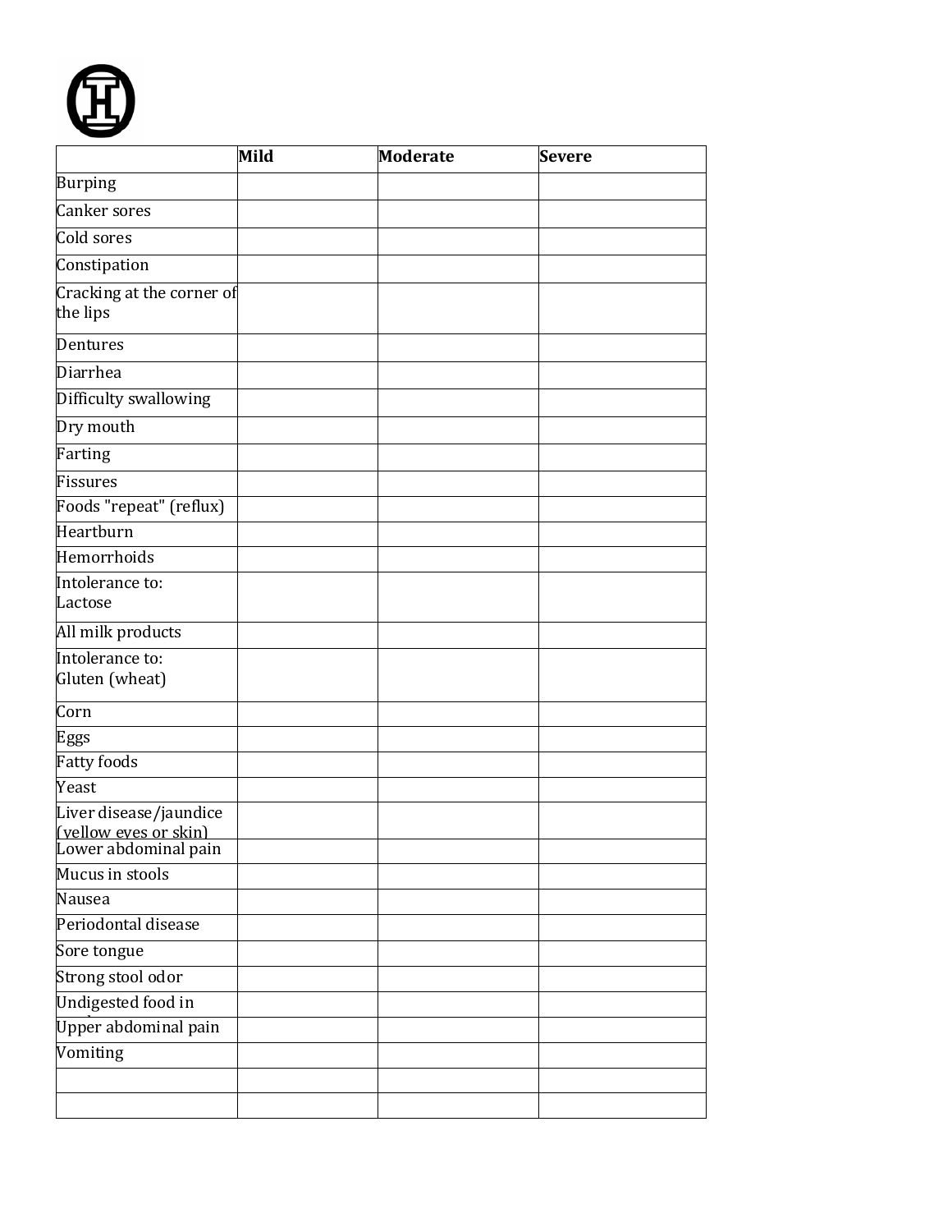| | Mild | Moderate | Severe |
|---|---|---|---|
| Burping | | | |
| Canker sores | | | |
| Cold sores | | | |
| Constipation | | | |
| Cracking at the corner of the lips | | | |
| Dentures | | | |
| Diarrhea | | | |
| Difficulty swallowing | | | |
| Dry mouth | | | |
| Farting | | | |
| Fissures | | | |
| Foods "repeat" (reflux) | | | |
| Heartburn | | | |
| Hemorrhoids | | | |
| Intolerance to: Lactose | | | |
| All milk products | | | |
| Intolerance to: Gluten (wheat) | | | |
| Corn | | | |
| Eggs | | | |
| Fatty foods | | | |
| Yeast | | | |
| Liver disease/jaundice (yellow eyes or skin) | | | |
| Lower abdominal pain | | | |
| Mucus in stools | | | |
| Nausea | | | |
| Periodontal disease | | | |
| Sore tongue | | | |
| Strong stool odor | | | |
| Undigested food in | | | |
| Upper abdominal pain | | | |
| Vomiting | | | |
| | | | |
| | | | |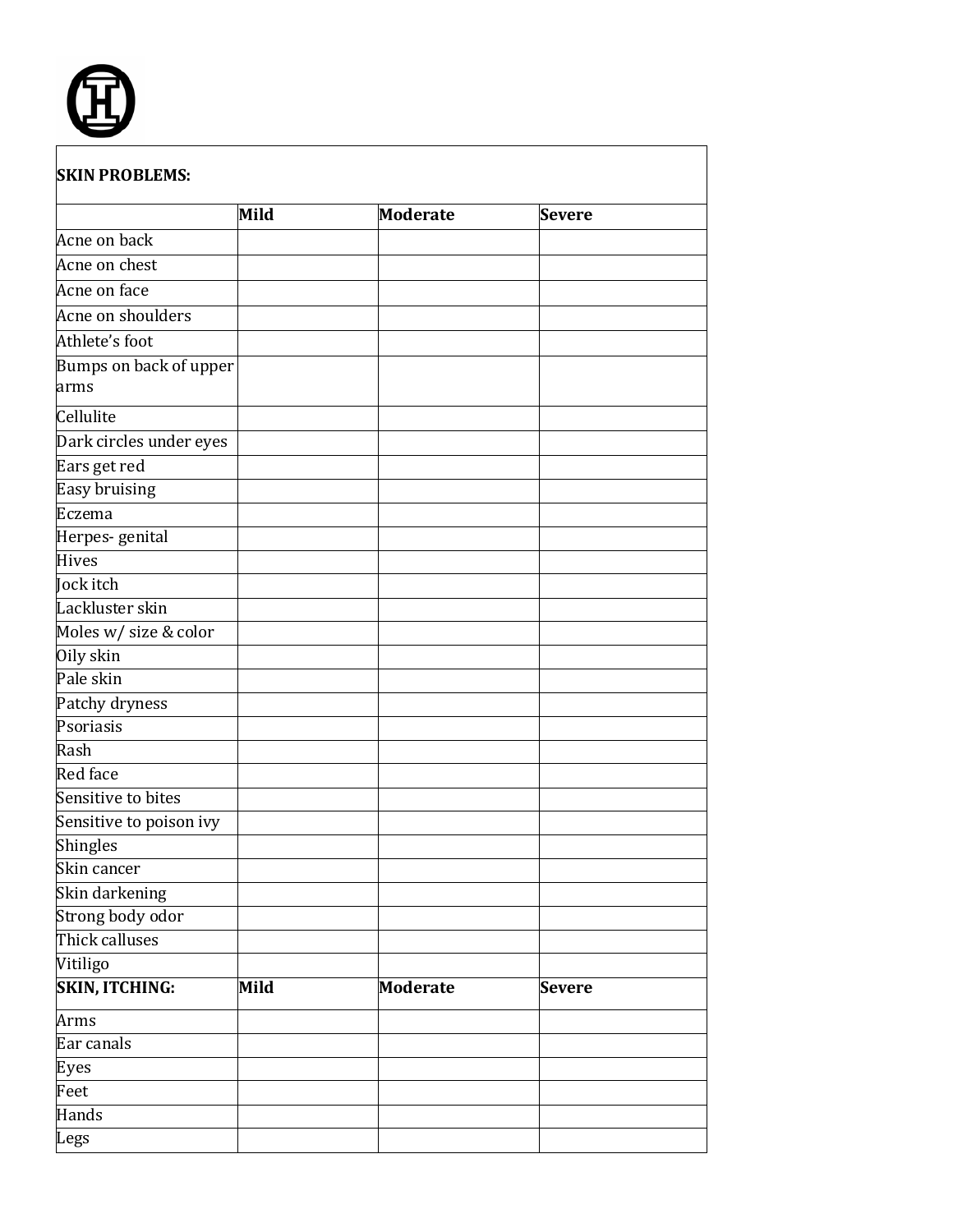| SKIN PROBLEMS: | | | |
|---|---|---|---|
| | **Mild** | **Moderate** | **Severe** |
| Acne on back | | | |
| Acne on chest | | | |
| Acne on face | | | |
| Acne on shoulders | | | |
| Athlete's foot | | | |
| Bumps on back of upper arms | | | |
| Cellulite | | | |
| Dark circles under eyes | | | |
| Ears get red | | | |
| Easy bruising | | | |
| Eczema | | | |
| Herpes- genital | | | |
| Hives | | | |
| Jock itch | | | |
| Lackluster skin | | | |
| Moles w/ size & color | | | |
| Oily skin | | | |
| Pale skin | | | |
| Patchy dryness | | | |
| Psoriasis | | | |
| Rash | | | |
| Red face | | | |
| Sensitive to bites | | | |
| Sensitive to poison ivy | | | |
| Shingles | | | |
| Skin cancer | | | |
| Skin darkening | | | |
| Strong body odor | | | |
| Thick calluses | | | |
| Vitiligo | | | |
| **SKIN, ITCHING:** | **Mild** | **Moderate** | **Severe** |
| Arms | | | |
| Ear canals | | | |
| Eyes | | | |
| Feet | | | |
| Hands | | | |
| Legs | | | |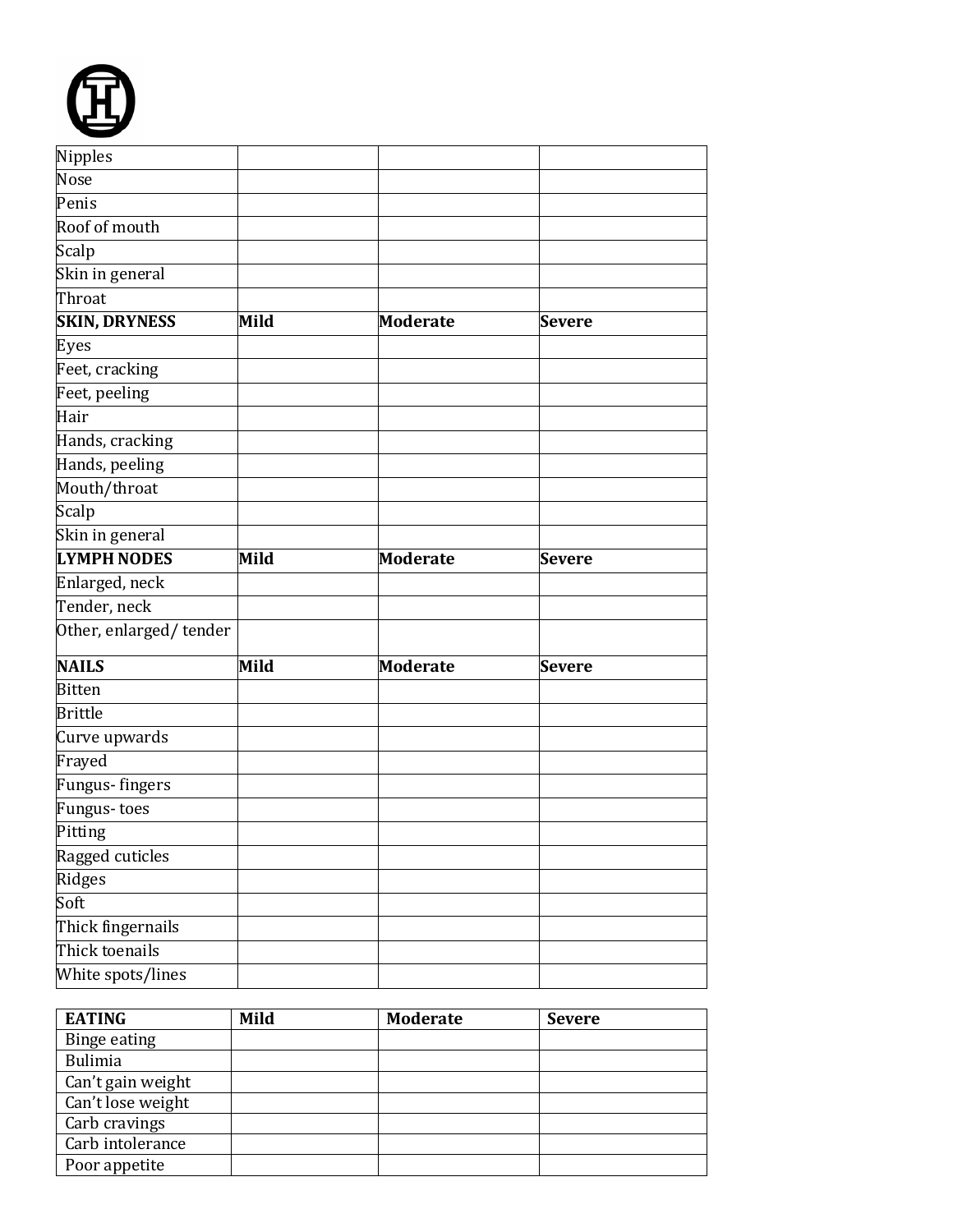| | | | |
|---|---|---|---|
| Nipples | | | |
| Nose | | | |
| Penis | | | |
| Roof of mouth | | | |
| Scalp | | | |
| Skin in general | | | |
| Throat | | | |
| **SKIN, DRYNESS** | **Mild** | **Moderate** | **Severe** |
| Eyes | | | |
| Feet, cracking | | | |
| Feet, peeling | | | |
| Hair | | | |
| Hands, cracking | | | |
| Hands, peeling | | | |
| Mouth/throat | | | |
| Scalp | | | |
| Skin in general | | | |
| **LYMPH NODES** | **Mild** | **Moderate** | **Severe** |
| Enlarged, neck | | | |
| Tender, neck | | | |
| Other, enlarged/ tender | | | |
| **NAILS** | **Mild** | **Moderate** | **Severe** |
| Bitten | | | |
| Brittle | | | |
| Curve upwards | | | |
| Frayed | | | |
| Fungus- fingers | | | |
| Fungus- toes | | | |
| Pitting | | | |
| Ragged cuticles | | | |
| Ridges | | | |
| Soft | | | |
| Thick fingernails | | | |
| Thick toenails | | | |
| White spots/lines | | | |

| **EATING** | **Mild** | **Moderate** | **Severe** |
|---|---|---|---|
| Binge eating | | | |
| Bulimia | | | |
| Can't gain weight | | | |
| Can't lose weight | | | |
| Carb cravings | | | |
| Carb intolerance | | | |
| Poor appetite | | | |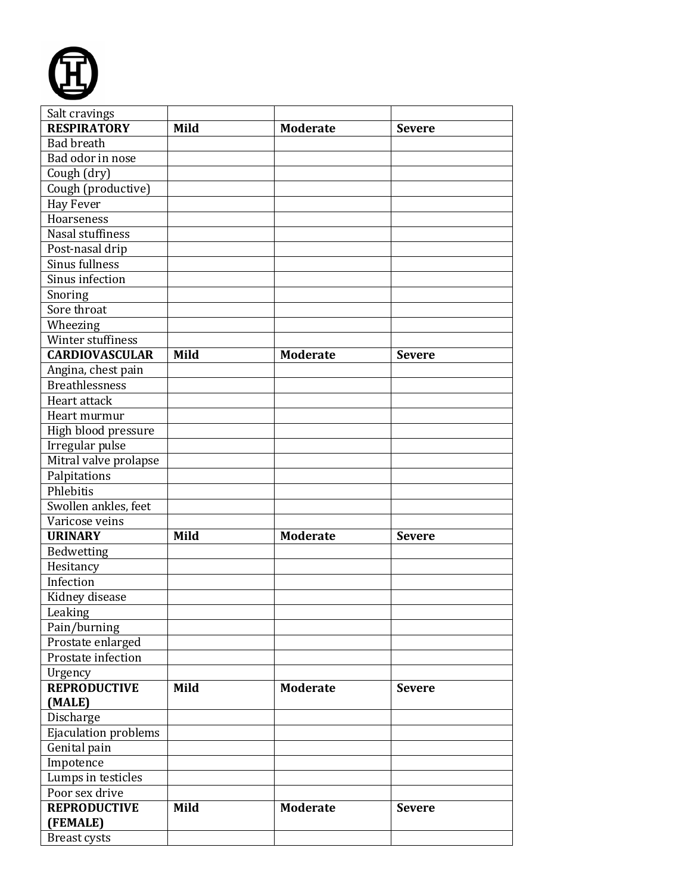| Salt cravings | | | |
|---|---|---|---|
| **RESPIRATORY** | **Mild** | **Moderate** | **Severe** |
| Bad breath | | | |
| Bad odor in nose | | | |
| Cough (dry) | | | |
| Cough (productive) | | | |
| Hay Fever | | | |
| Hoarseness | | | |
| Nasal stuffiness | | | |
| Post-nasal drip | | | |
| Sinus fullness | | | |
| Sinus infection | | | |
| Snoring | | | |
| Sore throat | | | |
| Wheezing | | | |
| Winter stuffiness | | | |
| **CARDIOVASCULAR** | **Mild** | **Moderate** | **Severe** |
| Angina, chest pain | | | |
| Breathlessness | | | |
| Heart attack | | | |
| Heart murmur | | | |
| High blood pressure | | | |
| Irregular pulse | | | |
| Mitral valve prolapse | | | |
| Palpitations | | | |
| Phlebitis | | | |
| Swollen ankles, feet | | | |
| Varicose veins | | | |
| **URINARY** | **Mild** | **Moderate** | **Severe** |
| Bedwetting | | | |
| Hesitancy | | | |
| Infection | | | |
| Kidney disease | | | |
| Leaking | | | |
| Pain/burning | | | |
| Prostate enlarged | | | |
| Prostate infection | | | |
| Urgency | | | |
| **REPRODUCTIVE (MALE)** | **Mild** | **Moderate** | **Severe** |
| Discharge | | | |
| Ejaculation problems | | | |
| Genital pain | | | |
| Impotence | | | |
| Lumps in testicles | | | |
| Poor sex drive | | | |
| **REPRODUCTIVE (FEMALE)** | **Mild** | **Moderate** | **Severe** |
| Breast cysts | | | |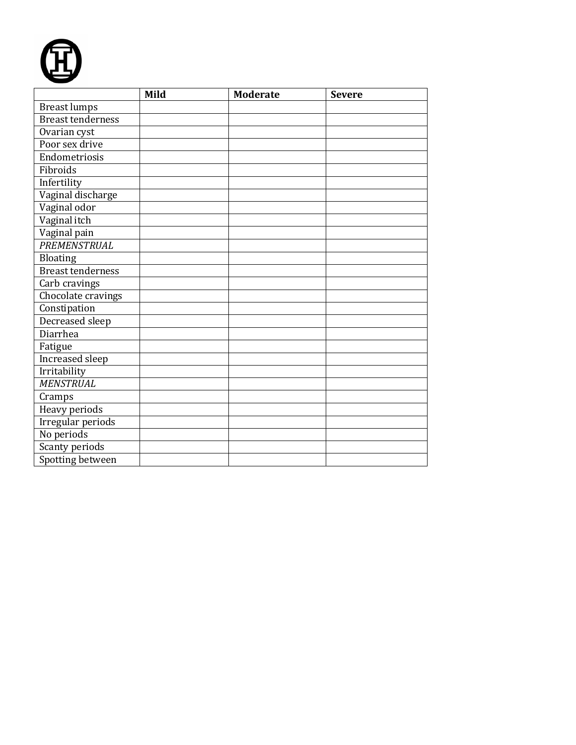| | **Mild** | **Moderate** | **Severe** |
|---|---|---|---|
| Breast lumps | | | |
| Breast tenderness | | | |
| Ovarian cyst | | | |
| Poor sex drive | | | |
| Endometriosis | | | |
| Fibroids | | | |
| Infertility | | | |
| Vaginal discharge | | | |
| Vaginal odor | | | |
| Vaginal itch | | | |
| Vaginal pain | | | |
| *PREMENSTRUAL* | | | |
| Bloating | | | |
| Breast tenderness | | | |
| Carb cravings | | | |
| Chocolate cravings | | | |
| Constipation | | | |
| Decreased sleep | | | |
| Diarrhea | | | |
| Fatigue | | | |
| Increased sleep | | | |
| Irritability | | | |
| *MENSTRUAL* | | | |
| Cramps | | | |
| Heavy periods | | | |
| Irregular periods | | | |
| No periods | | | |
| Scanty periods | | | |
| Spotting between | | | |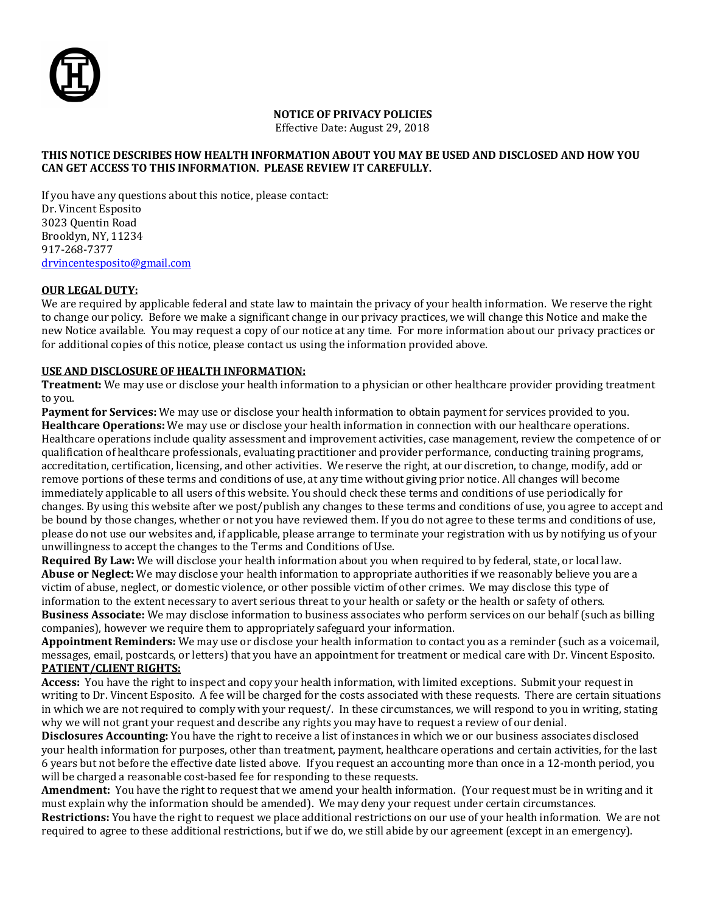**NOTICE OF PRIVACY POLICIES**

Effective Date: August 29, 2018

**THIS NOTICE DESCRIBES HOW HEALTH INFORMATION ABOUT YOU MAY BE USED AND DISCLOSED AND HOW YOU CAN GET ACCESS TO THIS INFORMATION. PLEASE REVIEW IT CAREFULLY.**

If you have any questions about this notice, please contact:
Dr. Vincent Esposito
3023 Quentin Road
Brooklyn, NY, 11234
917-268-7377
drvincentesposito@gmail.com

**OUR LEGAL DUTY:**

We are required by applicable federal and state law to maintain the privacy of your health information. We reserve the right to change our policy. Before we make a significant change in our privacy practices, we will change this Notice and make the new Notice available. You may request a copy of our notice at any time. For more information about our privacy practices or for additional copies of this notice, please contact us using the information provided above.

**USE AND DISCLOSURE OF HEALTH INFORMATION:**

**Treatment:** We may use or disclose your health information to a physician or other healthcare provider providing treatment to you.

**Payment for Services:** We may use or disclose your health information to obtain payment for services provided to you.

**Healthcare Operations:** We may use or disclose your health information in connection with our healthcare operations. Healthcare operations include quality assessment and improvement activities, case management, review the competence of or qualification of healthcare professionals, evaluating practitioner and provider performance, conducting training programs, accreditation, certification, licensing, and other activities. We reserve the right, at our discretion, to change, modify, add or remove portions of these terms and conditions of use, at any time without giving prior notice. All changes will become immediately applicable to all users of this website. You should check these terms and conditions of use periodically for changes. By using this website after we post/publish any changes to these terms and conditions of use, you agree to accept and be bound by those changes, whether or not you have reviewed them. If you do not agree to these terms and conditions of use, please do not use our websites and, if applicable, please arrange to terminate your registration with us by notifying us of your unwillingness to accept the changes to the Terms and Conditions of Use.

**Required By Law:** We will disclose your health information about you when required to by federal, state, or local law.

**Abuse or Neglect:** We may disclose your health information to appropriate authorities if we reasonably believe you are a victim of abuse, neglect, or domestic violence, or other possible victim of other crimes. We may disclose this type of information to the extent necessary to avert serious threat to your health or safety or the health or safety of others.

**Business Associate:** We may disclose information to business associates who perform services on our behalf (such as billing companies), however we require them to appropriately safeguard your information.

**Appointment Reminders:** We may use or disclose your health information to contact you as a reminder (such as a voicemail, messages, email, postcards, or letters) that you have an appointment for treatment or medical care with Dr. Vincent Esposito.

**PATIENT/CLIENT RIGHTS:**

**Access:** You have the right to inspect and copy your health information, with limited exceptions. Submit your request in writing to Dr. Vincent Esposito. A fee will be charged for the costs associated with these requests. There are certain situations in which we are not required to comply with your request/. In these circumstances, we will respond to you in writing, stating why we will not grant your request and describe any rights you may have to request a review of our denial.

**Disclosures Accounting:** You have the right to receive a list of instances in which we or our business associates disclosed your health information for purposes, other than treatment, payment, healthcare operations and certain activities, for the last 6 years but not before the effective date listed above. If you request an accounting more than once in a 12-month period, you will be charged a reasonable cost-based fee for responding to these requests.

**Amendment:** You have the right to request that we amend your health information. (Your request must be in writing and it must explain why the information should be amended). We may deny your request under certain circumstances.

**Restrictions:** You have the right to request we place additional restrictions on our use of your health information. We are not required to agree to these additional restrictions, but if we do, we still abide by our agreement (except in an emergency).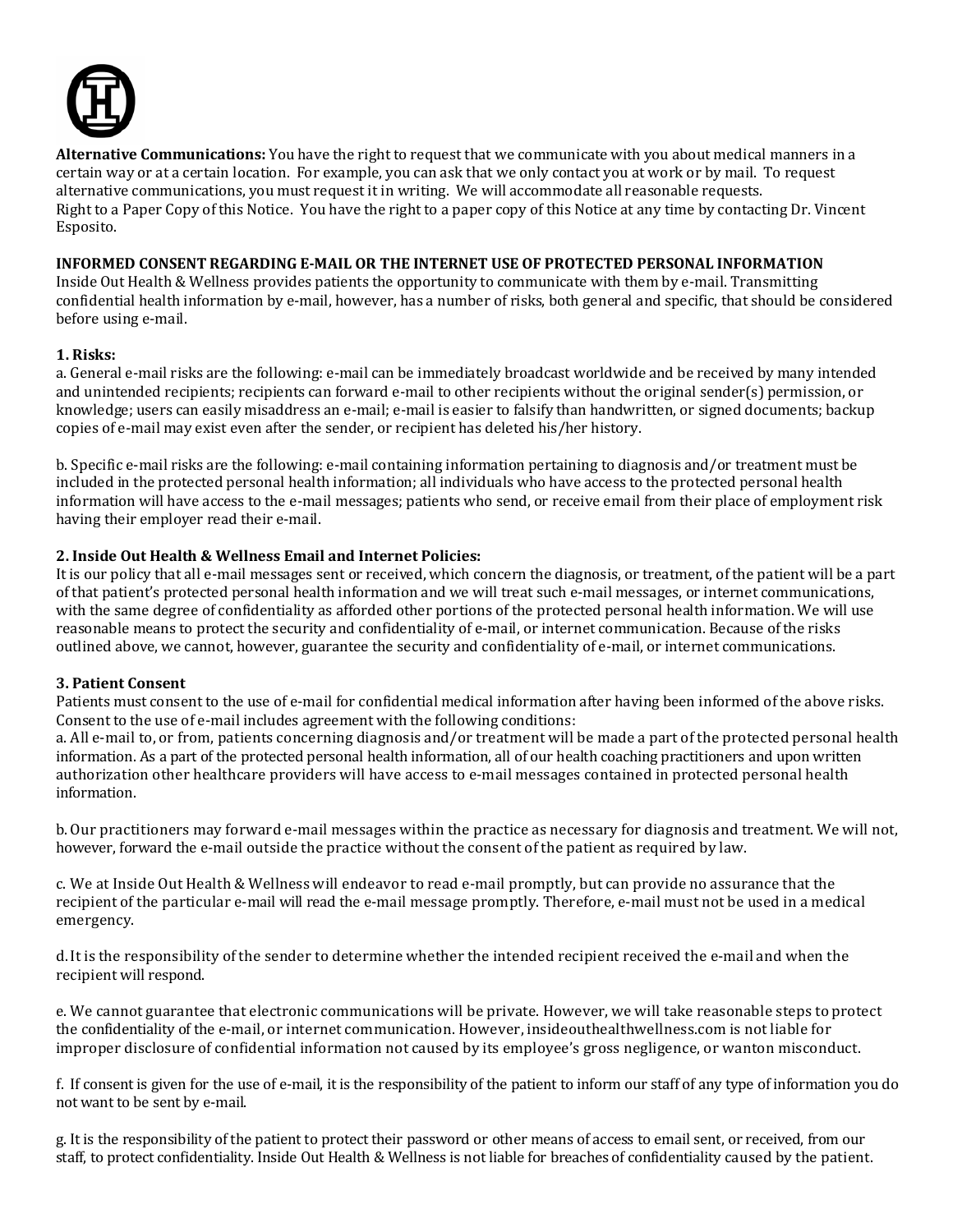**Alternative Communications:** You have the right to request that we communicate with you about medical manners in a certain way or at a certain location. For example, you can ask that we only contact you at work or by mail. To request alternative communications, you must request it in writing. We will accommodate all reasonable requests.
Right to a Paper Copy of this Notice. You have the right to a paper copy of this Notice at any time by contacting Dr. Vincent Esposito.

**INFORMED CONSENT REGARDING E-MAIL OR THE INTERNET USE OF PROTECTED PERSONAL INFORMATION**
Inside Out Health & Wellness provides patients the opportunity to communicate with them by e-mail. Transmitting confidential health information by e-mail, however, has a number of risks, both general and specific, that should be considered before using e-mail.

**1. Risks:**
a. General e-mail risks are the following: e-mail can be immediately broadcast worldwide and be received by many intended and unintended recipients; recipients can forward e-mail to other recipients without the original sender(s) permission, or knowledge; users can easily misaddress an e-mail; e-mail is easier to falsify than handwritten, or signed documents; backup copies of e-mail may exist even after the sender, or recipient has deleted his/her history.

b. Specific e-mail risks are the following: e-mail containing information pertaining to diagnosis and/or treatment must be included in the protected personal health information; all individuals who have access to the protected personal health information will have access to the e-mail messages; patients who send, or receive email from their place of employment risk having their employer read their e-mail.

**2. Inside Out Health & Wellness Email and Internet Policies:**
It is our policy that all e-mail messages sent or received, which concern the diagnosis, or treatment, of the patient will be a part of that patient's protected personal health information and we will treat such e-mail messages, or internet communications, with the same degree of confidentiality as afforded other portions of the protected personal health information. We will use reasonable means to protect the security and confidentiality of e-mail, or internet communication. Because of the risks outlined above, we cannot, however, guarantee the security and confidentiality of e-mail, or internet communications.

**3. Patient Consent**
Patients must consent to the use of e-mail for confidential medical information after having been informed of the above risks. Consent to the use of e-mail includes agreement with the following conditions:
a. All e-mail to, or from, patients concerning diagnosis and/or treatment will be made a part of the protected personal health information. As a part of the protected personal health information, all of our health coaching practitioners and upon written authorization other healthcare providers will have access to e-mail messages contained in protected personal health information.

b. Our practitioners may forward e-mail messages within the practice as necessary for diagnosis and treatment. We will not, however, forward the e-mail outside the practice without the consent of the patient as required by law.

c. We at Inside Out Health & Wellness will endeavor to read e-mail promptly, but can provide no assurance that the recipient of the particular e-mail will read the e-mail message promptly. Therefore, e-mail must not be used in a medical emergency.

d. It is the responsibility of the sender to determine whether the intended recipient received the e-mail and when the recipient will respond.

e. We cannot guarantee that electronic communications will be private. However, we will take reasonable steps to protect the confidentiality of the e-mail, or internet communication. However, insideouthealthwellness.com is not liable for improper disclosure of confidential information not caused by its employee's gross negligence, or wanton misconduct.

f. If consent is given for the use of e-mail, it is the responsibility of the patient to inform our staff of any type of information you do not want to be sent by e-mail.

g. It is the responsibility of the patient to protect their password or other means of access to email sent, or received, from our staff, to protect confidentiality. Inside Out Health & Wellness is not liable for breaches of confidentiality caused by the patient.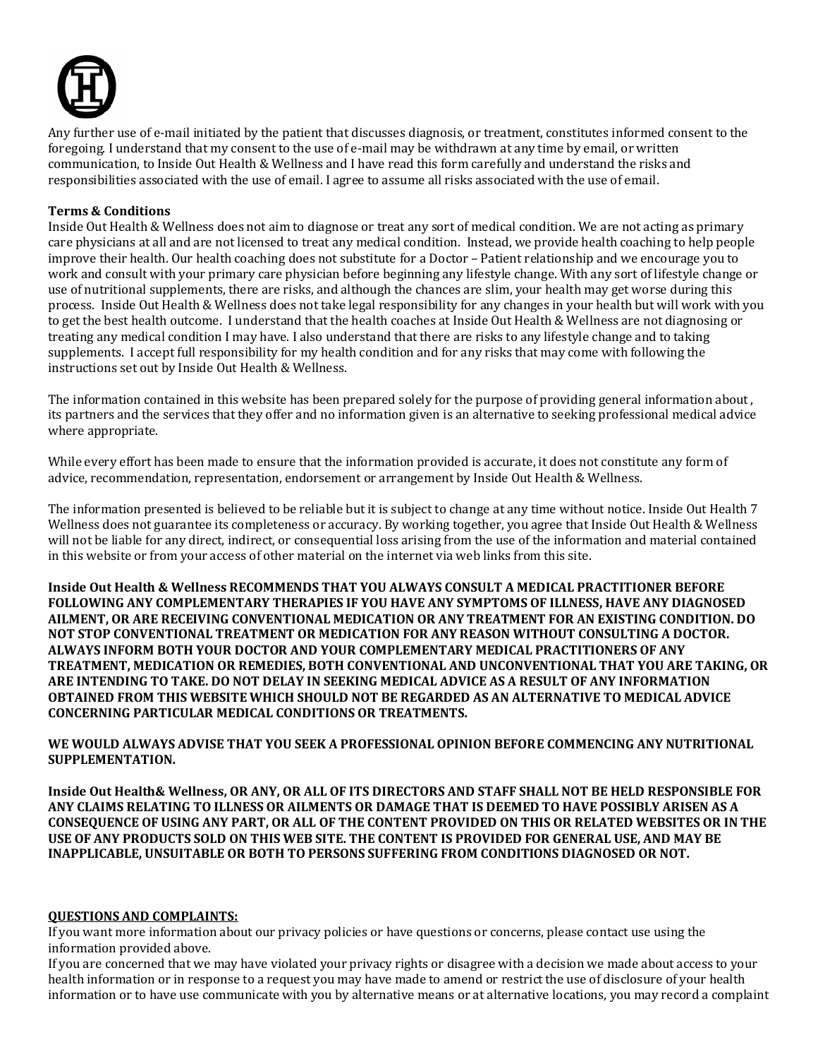Any further use of e-mail initiated by the patient that discusses diagnosis, or treatment, constitutes informed consent to the foregoing. I understand that my consent to the use of e-mail may be withdrawn at any time by email, or written communication, to Inside Out Health & Wellness and I have read this form carefully and understand the risks and responsibilities associated with the use of email. I agree to assume all risks associated with the use of email.

**Terms & Conditions**

Inside Out Health & Wellness does not aim to diagnose or treat any sort of medical condition. We are not acting as primary care physicians at all and are not licensed to treat any medical condition. Instead, we provide health coaching to help people improve their health. Our health coaching does not substitute for a Doctor – Patient relationship and we encourage you to work and consult with your primary care physician before beginning any lifestyle change. With any sort of lifestyle change or use of nutritional supplements, there are risks, and although the chances are slim, your health may get worse during this process. Inside Out Health & Wellness does not take legal responsibility for any changes in your health but will work with you to get the best health outcome. I understand that the health coaches at Inside Out Health & Wellness are not diagnosing or treating any medical condition I may have. I also understand that there are risks to any lifestyle change and to taking supplements. I accept full responsibility for my health condition and for any risks that may come with following the instructions set out by Inside Out Health & Wellness.

The information contained in this website has been prepared solely for the purpose of providing general information about , its partners and the services that they offer and no information given is an alternative to seeking professional medical advice where appropriate.

While every effort has been made to ensure that the information provided is accurate, it does not constitute any form of advice, recommendation, representation, endorsement or arrangement by Inside Out Health & Wellness.

The information presented is believed to be reliable but it is subject to change at any time without notice. Inside Out Health 7 Wellness does not guarantee its completeness or accuracy. By working together, you agree that Inside Out Health & Wellness will not be liable for any direct, indirect, or consequential loss arising from the use of the information and material contained in this website or from your access of other material on the internet via web links from this site.

**Inside Out Health & Wellness RECOMMENDS THAT YOU ALWAYS CONSULT A MEDICAL PRACTITIONER BEFORE FOLLOWING ANY COMPLEMENTARY THERAPIES IF YOU HAVE ANY SYMPTOMS OF ILLNESS, HAVE ANY DIAGNOSED AILMENT, OR ARE RECEIVING CONVENTIONAL MEDICATION OR ANY TREATMENT FOR AN EXISTING CONDITION. DO NOT STOP CONVENTIONAL TREATMENT OR MEDICATION FOR ANY REASON WITHOUT CONSULTING A DOCTOR. ALWAYS INFORM BOTH YOUR DOCTOR AND YOUR COMPLEMENTARY MEDICAL PRACTITIONERS OF ANY TREATMENT, MEDICATION OR REMEDIES, BOTH CONVENTIONAL AND UNCONVENTIONAL THAT YOU ARE TAKING, OR ARE INTENDING TO TAKE. DO NOT DELAY IN SEEKING MEDICAL ADVICE AS A RESULT OF ANY INFORMATION OBTAINED FROM THIS WEBSITE WHICH SHOULD NOT BE REGARDED AS AN ALTERNATIVE TO MEDICAL ADVICE CONCERNING PARTICULAR MEDICAL CONDITIONS OR TREATMENTS.**

**WE WOULD ALWAYS ADVISE THAT YOU SEEK A PROFESSIONAL OPINION BEFORE COMMENCING ANY NUTRITIONAL SUPPLEMENTATION.**

**Inside Out Health& Wellness, OR ANY, OR ALL OF ITS DIRECTORS AND STAFF SHALL NOT BE HELD RESPONSIBLE FOR ANY CLAIMS RELATING TO ILLNESS OR AILMENTS OR DAMAGE THAT IS DEEMED TO HAVE POSSIBLY ARISEN AS A CONSEQUENCE OF USING ANY PART, OR ALL OF THE CONTENT PROVIDED ON THIS OR RELATED WEBSITES OR IN THE USE OF ANY PRODUCTS SOLD ON THIS WEB SITE. THE CONTENT IS PROVIDED FOR GENERAL USE, AND MAY BE INAPPLICABLE, UNSUITABLE OR BOTH TO PERSONS SUFFERING FROM CONDITIONS DIAGNOSED OR NOT.**

**QUESTIONS AND COMPLAINTS:**

If you want more information about our privacy policies or have questions or concerns, please contact use using the information provided above.

If you are concerned that we may have violated your privacy rights or disagree with a decision we made about access to your health information or in response to a request you may have made to amend or restrict the use of disclosure of your health information or to have use communicate with you by alternative means or at alternative locations, you may record a complaint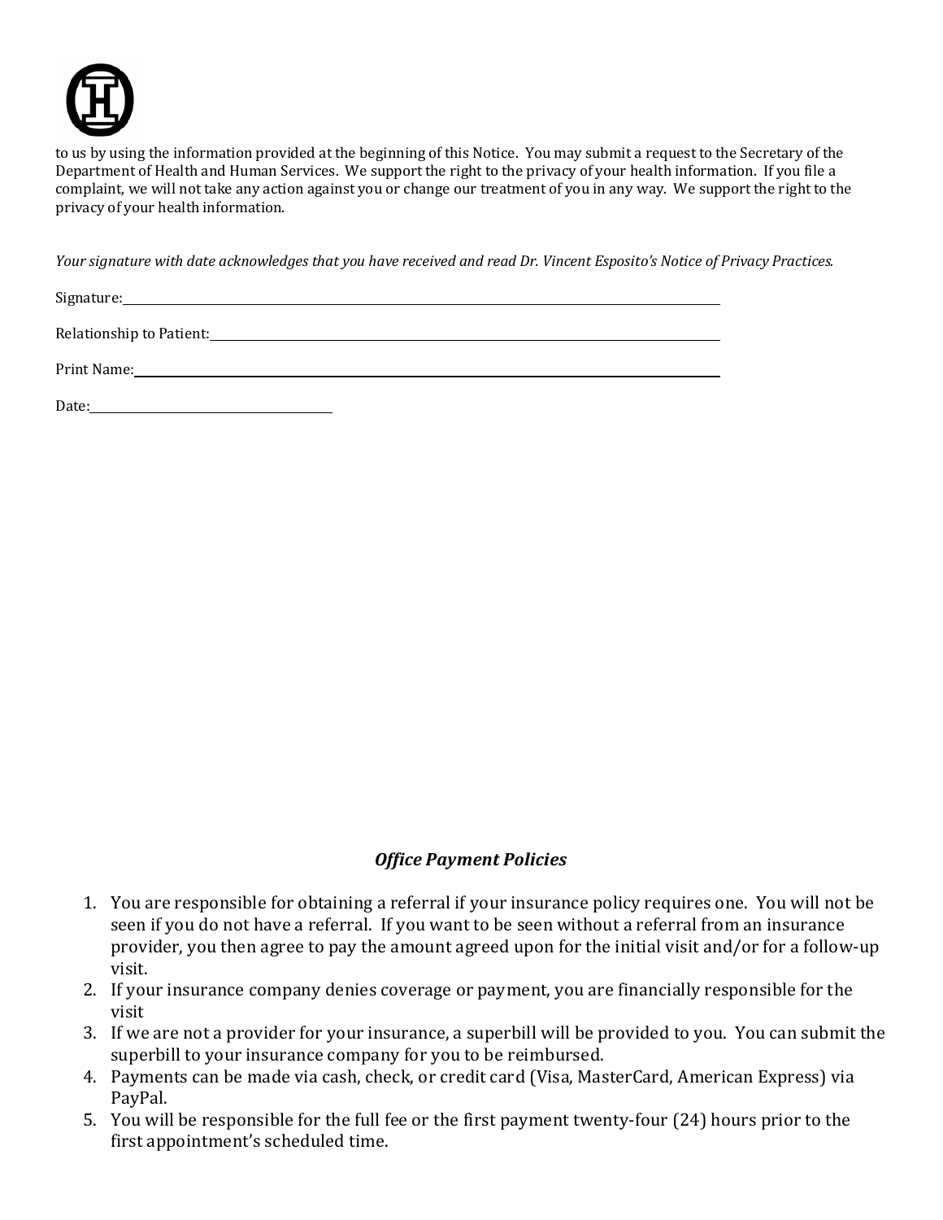to us by using the information provided at the beginning of this Notice. You may submit a request to the Secretary of the Department of Health and Human Services. We support the right to the privacy of your health information. If you file a complaint, we will not take any action against you or change our treatment of you in any way. We support the right to the privacy of your health information.

*Your signature with date acknowledges that you have received and read Dr. Vincent Esposito's Notice of Privacy Practices.*

Signature:\_\_\_\_\_\_\_\_\_\_\_\_\_\_\_\_\_\_\_\_\_\_\_\_\_\_\_\_\_\_\_\_\_\_\_\_\_\_\_\_\_\_\_\_\_\_\_\_\_\_\_\_\_\_\_\_\_\_\_\_

Relationship to Patient:\_\_\_\_\_\_\_\_\_\_\_\_\_\_\_\_\_\_\_\_\_\_\_\_\_\_\_\_\_\_\_\_\_\_\_\_\_\_\_\_\_\_\_\_\_\_\_\_

Print Name:\_\_\_\_\_\_\_\_\_\_\_\_\_\_\_\_\_\_\_\_\_\_\_\_\_\_\_\_\_\_\_\_\_\_\_\_\_\_\_\_\_\_\_\_\_\_\_\_\_\_\_\_\_\_\_\_\_\_

Date:\_\_\_\_\_\_\_\_\_\_\_\_\_\_\_\_\_\_\_\_\_\_\_\_\_\_\_\_

## *Office Payment Policies*

1. You are responsible for obtaining a referral if your insurance policy requires one. You will not be seen if you do not have a referral. If you want to be seen without a referral from an insurance provider, you then agree to pay the amount agreed upon for the initial visit and/or for a follow-up visit.
2. If your insurance company denies coverage or payment, you are financially responsible for the visit
3. If we are not a provider for your insurance, a superbill will be provided to you. You can submit the superbill to your insurance company for you to be reimbursed.
4. Payments can be made via cash, check, or credit card (Visa, MasterCard, American Express) via PayPal.
5. You will be responsible for the full fee or the first payment twenty-four (24) hours prior to the first appointment's scheduled time.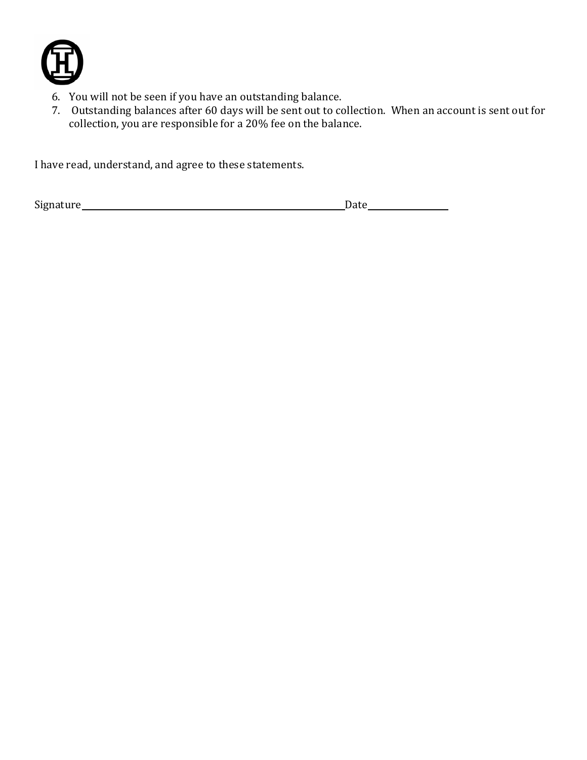6. You will not be seen if you have an outstanding balance.
7. Outstanding balances after 60 days will be sent out to collection. When an account is sent out for collection, you are responsible for a 20% fee on the balance.

I have read, understand, and agree to these statements.

Signature ______________________________________________ Date _______________